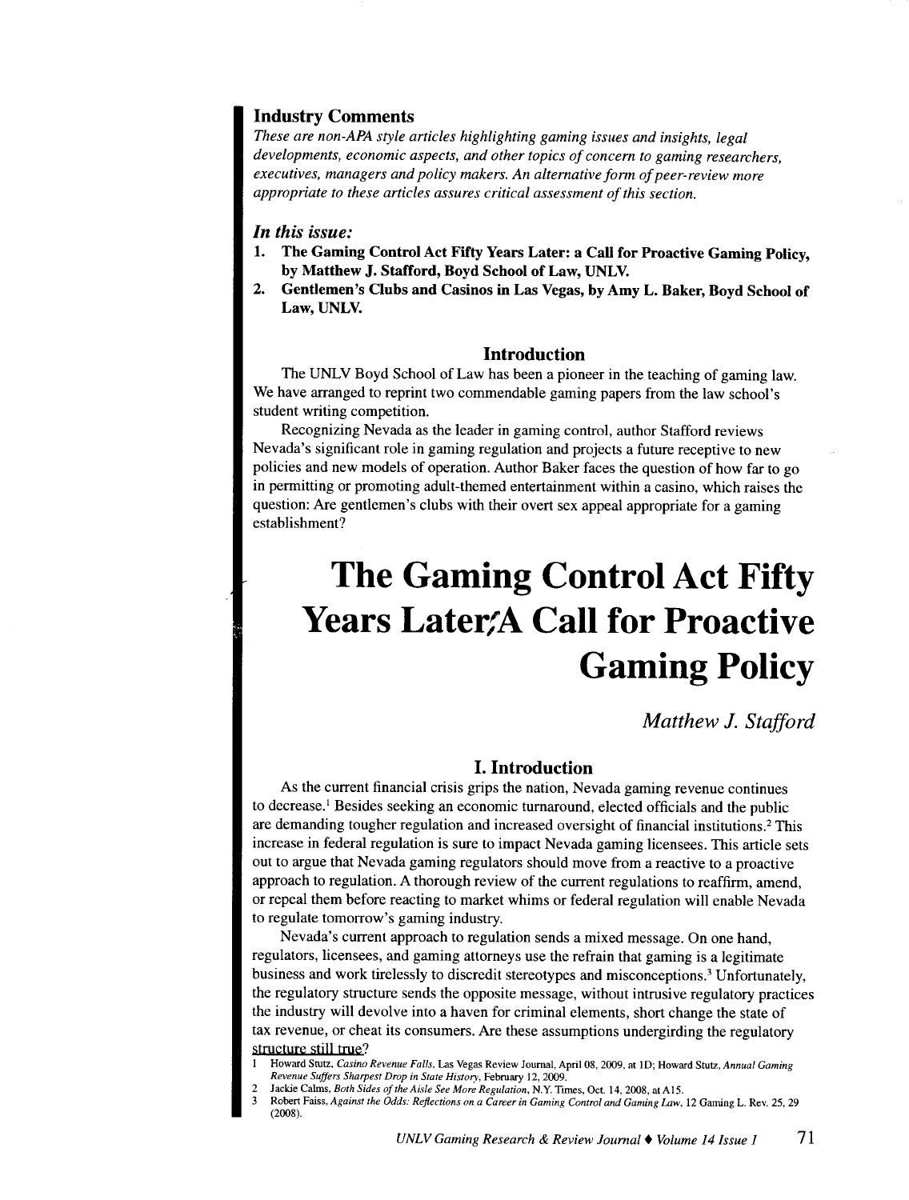## Industry Comments

*These are non-APA style articles highlighting gaming issues and insights, legal developments, economic aspects, and other topics of concern to gaming researchers, executives, managers and policy makers. An alternative form of peer-review more appropriate to these articles assures critical assessment of this section.*

### *In this issue:*

1. **The Gaming Control Act Fifty Years Later: a Call for Proactive Gaming Policy, by Matthew J. Stafford, Boyd School of Law, UNLV.**
2. **Gentlemen's Clubs and Casinos in Las Vegas, by Amy L. Baker, Boyd School of Law, UNLV.**

### Introduction

The UNLV Boyd School of Law has been a pioneer in the teaching of gaming law. We have arranged to reprint two commendable gaming papers from the law school's student writing competition.

Recognizing Nevada as the leader in gaming control, author Stafford reviews Nevada's significant role in gaming regulation and projects a future receptive to new policies and new models of operation. Author Baker faces the question of how far to go in permitting or promoting adult-themed entertainment within a casino, which raises the question: Are gentlemen's clubs with their overt sex appeal appropriate for a gaming establishment?

# The Gaming Control Act Fifty Years Later: A Call for Proactive Gaming Policy

*Matthew J. Stafford*

## I. Introduction

As the current financial crisis grips the nation, Nevada gaming revenue continues to decrease.[1] Besides seeking an economic turnaround, elected officials and the public are demanding tougher regulation and increased oversight of financial institutions.[2] This increase in federal regulation is sure to impact Nevada gaming licensees. This article sets out to argue that Nevada gaming regulators should move from a reactive to a proactive approach to regulation. A thorough review of the current regulations to reaffirm, amend, or repeal them before reacting to market whims or federal regulation will enable Nevada to regulate tomorrow's gaming industry.

Nevada's current approach to regulation sends a mixed message. On one hand, regulators, licensees, and gaming attorneys use the refrain that gaming is a legitimate business and work tirelessly to discredit stereotypes and misconceptions.[3] Unfortunately, the regulatory structure sends the opposite message, without intrusive regulatory practices the industry will devolve into a haven for criminal elements, short change the state of tax revenue, or cheat its consumers. Are these assumptions undergirding the regulatory structure still true?

1 Howard Stutz, *Casino Revenue Falls*, Las Vegas Review Journal, April 08, 2009, at 1D; Howard Stutz, *Annual Gaming Revenue Suffers Sharpest Drop in State History*, February 12, 2009.

2 Jackie Calms, *Both Sides of the Aisle See More Regulation*, N.Y. Times, Oct. 14, 2008, at A15.

3 Robert Faiss, *Against the Odds: Reflections on a Career in Gaming Control and Gaming Law*, 12 Gaming L. Rev. 25, 29 (2008).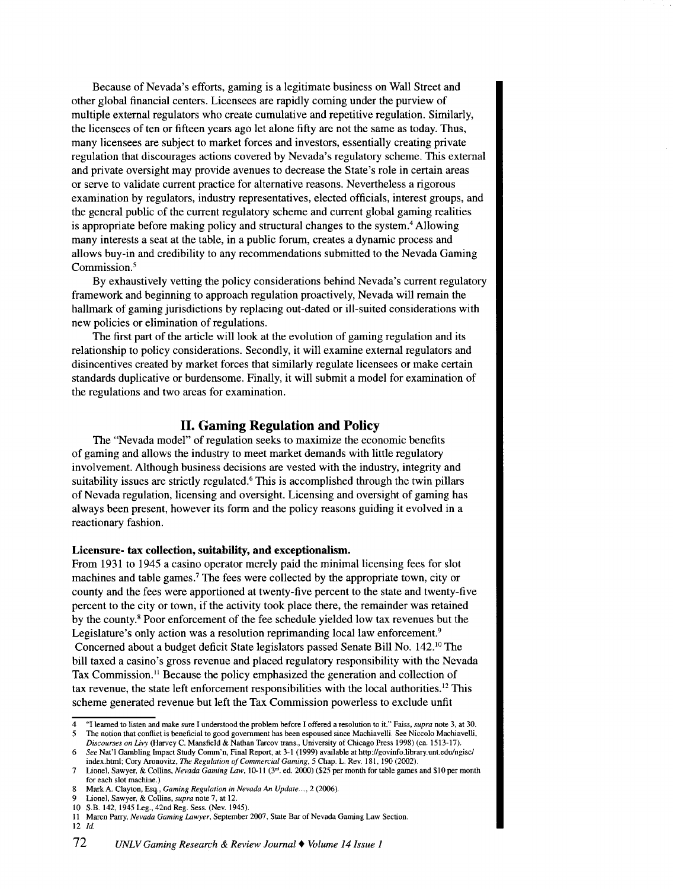Because of Nevada's efforts, gaming is a legitimate business on Wall Street and other global financial centers. Licensees are rapidly coming under the purview of multiple external regulators who create cumulative and repetitive regulation. Similarly, the licensees of ten or fifteen years ago let alone fifty are not the same as today. Thus, many licensees are subject to market forces and investors, essentially creating private regulation that discourages actions covered by Nevada's regulatory scheme. This external and private oversight may provide avenues to decrease the State's role in certain areas or serve to validate current practice for alternative reasons. Nevertheless a rigorous examination by regulators, industry representatives, elected officials, interest groups, and the general public of the current regulatory scheme and current global gaming realities is appropriate before making policy and structural changes to the system.[4] Allowing many interests a seat at the table, in a public forum, creates a dynamic process and allows buy-in and credibility to any recommendations submitted to the Nevada Gaming Commission.[5]

By exhaustively vetting the policy considerations behind Nevada's current regulatory framework and beginning to approach regulation proactively, Nevada will remain the hallmark of gaming jurisdictions by replacing out-dated or ill-suited considerations with new policies or elimination of regulations.

The first part of the article will look at the evolution of gaming regulation and its relationship to policy considerations. Secondly, it will examine external regulators and disincentives created by market forces that similarly regulate licensees or make certain standards duplicative or burdensome. Finally, it will submit a model for examination of the regulations and two areas for examination.

## II. Gaming Regulation and Policy

The "Nevada model" of regulation seeks to maximize the economic benefits of gaming and allows the industry to meet market demands with little regulatory involvement. Although business decisions are vested with the industry, integrity and suitability issues are strictly regulated.[6] This is accomplished through the twin pillars of Nevada regulation, licensing and oversight. Licensing and oversight of gaming has always been present, however its form and the policy reasons guiding it evolved in a reactionary fashion.

**Licensure- tax collection, suitability, and exceptionalism.**

From 1931 to 1945 a casino operator merely paid the minimal licensing fees for slot machines and table games.[7] The fees were collected by the appropriate town, city or county and the fees were apportioned at twenty-five percent to the state and twenty-five percent to the city or town, if the activity took place there, the remainder was retained by the county.[8] Poor enforcement of the fee schedule yielded low tax revenues but the Legislature's only action was a resolution reprimanding local law enforcement.[9]

Concerned about a budget deficit State legislators passed Senate Bill No. 142.[10] The bill taxed a casino's gross revenue and placed regulatory responsibility with the Nevada Tax Commission.[11] Because the policy emphasized the generation and collection of tax revenue, the state left enforcement responsibilities with the local authorities.[12] This scheme generated revenue but left the Tax Commission powerless to exclude unfit

---

4 "I learned to listen and make sure I understood the problem before I offered a resolution to it." Faiss, *supra* note 3, at 30.

5 The notion that conflict is beneficial to good government has been espoused since Machiavelli. See Niccolo Machiavelli, *Discourses on Livy* (Harvey C. Mansfield & Nathan Tarcov trans., University of Chicago Press 1998) (ca. 1513-17).

6 *See* Nat'l Gambling Impact Study Comm'n, Final Report, at 3-1 (1999) available at http://govinfo.library.unt.edu/ngisc/index.html; Cory Aronovitz, *The Regulation of Commercial Gaming*, 5 Chap. L. Rev. 181, 190 (2002).

7 Lionel, Sawyer, & Collins, *Nevada Gaming Law*, 10-11 (3rd. ed. 2000) ($25 per month for table games and $10 per month for each slot machine.)

8 Mark A. Clayton, Esq., *Gaming Regulation in Nevada An Update...*, 2 (2006).

9 Lionel, Sawyer, & Collins, *supra* note 7, at 12.

10 S.B. 142, 1945 Leg., 42nd Reg. Sess. (Nev. 1945).

11 Maren Parry, *Nevada Gaming Lawyer*, September 2007, State Bar of Nevada Gaming Law Section.

12 *Id.*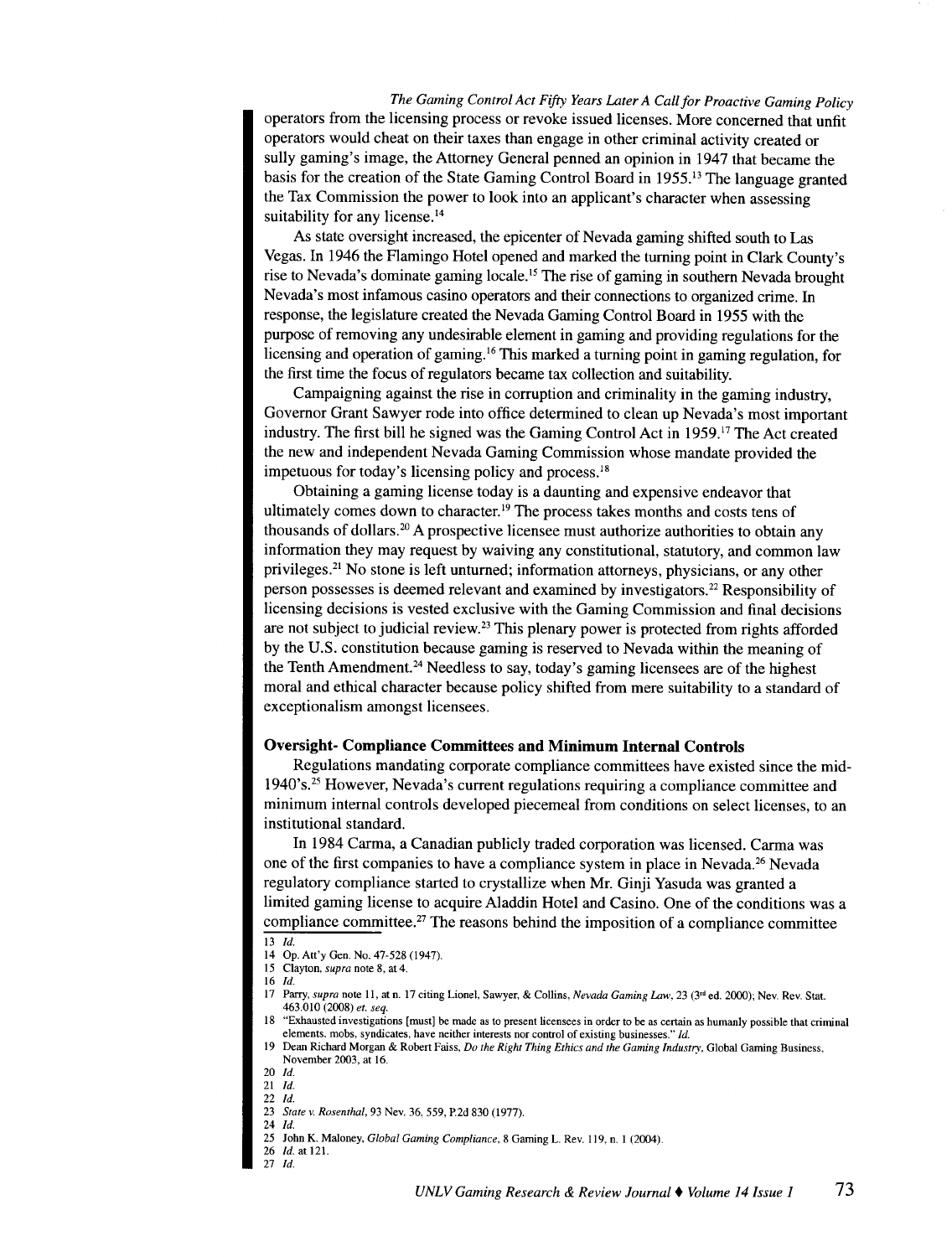operators from the licensing process or revoke issued licenses. More concerned that unfit operators would cheat on their taxes than engage in other criminal activity created or sully gaming's image, the Attorney General penned an opinion in 1947 that became the basis for the creation of the State Gaming Control Board in 1955.[13] The language granted the Tax Commission the power to look into an applicant's character when assessing suitability for any license.[14]

As state oversight increased, the epicenter of Nevada gaming shifted south to Las Vegas. In 1946 the Flamingo Hotel opened and marked the turning point in Clark County's rise to Nevada's dominate gaming locale.[15] The rise of gaming in southern Nevada brought Nevada's most infamous casino operators and their connections to organized crime. In response, the legislature created the Nevada Gaming Control Board in 1955 with the purpose of removing any undesirable element in gaming and providing regulations for the licensing and operation of gaming.[16] This marked a turning point in gaming regulation, for the first time the focus of regulators became tax collection and suitability.

Campaigning against the rise in corruption and criminality in the gaming industry, Governor Grant Sawyer rode into office determined to clean up Nevada's most important industry. The first bill he signed was the Gaming Control Act in 1959.[17] The Act created the new and independent Nevada Gaming Commission whose mandate provided the impetuous for today's licensing policy and process.[18]

Obtaining a gaming license today is a daunting and expensive endeavor that ultimately comes down to character.[19] The process takes months and costs tens of thousands of dollars.[20] A prospective licensee must authorize authorities to obtain any information they may request by waiving any constitutional, statutory, and common law privileges.[21] No stone is left unturned; information attorneys, physicians, or any other person possesses is deemed relevant and examined by investigators.[22] Responsibility of licensing decisions is vested exclusive with the Gaming Commission and final decisions are not subject to judicial review.[23] This plenary power is protected from rights afforded by the U.S. constitution because gaming is reserved to Nevada within the meaning of the Tenth Amendment.[24] Needless to say, today's gaming licensees are of the highest moral and ethical character because policy shifted from mere suitability to a standard of exceptionalism amongst licensees.

### Oversight- Compliance Committees and Minimum Internal Controls

Regulations mandating corporate compliance committees have existed since the mid-1940's.[25] However, Nevada's current regulations requiring a compliance committee and minimum internal controls developed piecemeal from conditions on select licenses, to an institutional standard.

In 1984 Carma, a Canadian publicly traded corporation was licensed. Carma was one of the first companies to have a compliance system in place in Nevada.[26] Nevada regulatory compliance started to crystallize when Mr. Ginji Yasuda was granted a limited gaming license to acquire Aladdin Hotel and Casino. One of the conditions was a compliance committee.[27] The reasons behind the imposition of a compliance committee

---

13 *Id.*

14 Op. Att'y Gen. No. 47-528 (1947).

15 Clayton, *supra* note 8, at 4.

16 *Id.*

17 Parry, *supra* note 11, at n. 17 citing Lionel, Sawyer, & Collins, *Nevada Gaming Law*, 23 (3rd ed. 2000); Nev. Rev. Stat. 463.010 (2008) *et. seq.*

18 "Exhausted investigations [must] be made as to present licensees in order to be as certain as humanly possible that criminal elements, mobs, syndicates, have neither interests nor control of existing businesses." *Id.*

19 Dean Richard Morgan & Robert Faiss, *Do the Right Thing Ethics and the Gaming Industry*, Global Gaming Business, November 2003, at 16.

20 *Id.*

21 *Id.*

22 *Id.*

23 *State v. Rosenthal*, 93 Nev. 36, 559, P.2d 830 (1977).

24 *Id.*

25 John K. Maloney, *Global Gaming Compliance*, 8 Gaming L. Rev. 119, n. 1 (2004).

26 *Id.* at 121.

27 *Id.*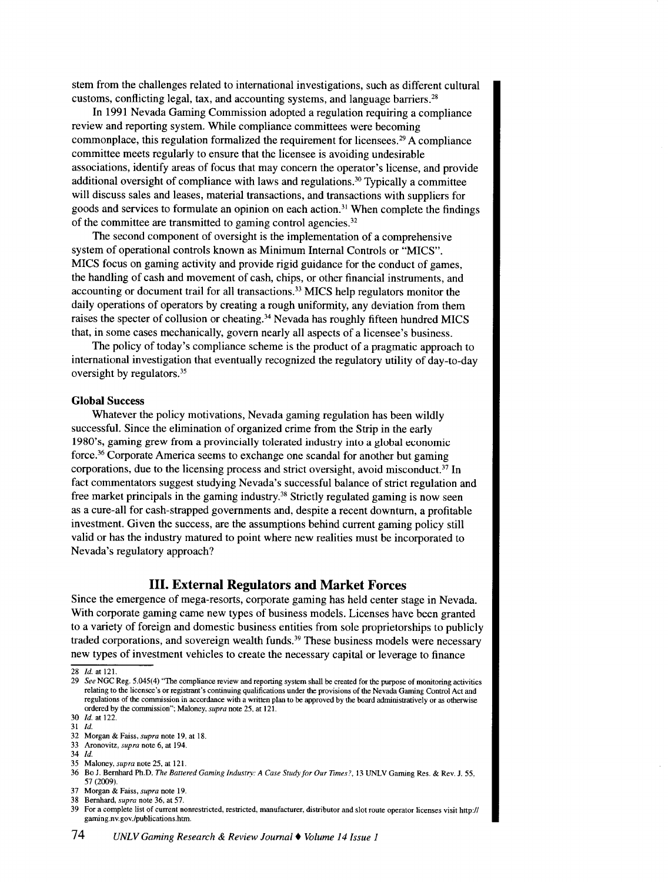stem from the challenges related to international investigations, such as different cultural customs, conflicting legal, tax, and accounting systems, and language barriers.[28]

In 1991 Nevada Gaming Commission adopted a regulation requiring a compliance review and reporting system. While compliance committees were becoming commonplace, this regulation formalized the requirement for licensees.[29] A compliance committee meets regularly to ensure that the licensee is avoiding undesirable associations, identify areas of focus that may concern the operator's license, and provide additional oversight of compliance with laws and regulations.[30] Typically a committee will discuss sales and leases, material transactions, and transactions with suppliers for goods and services to formulate an opinion on each action.[31] When complete the findings of the committee are transmitted to gaming control agencies.[32]

The second component of oversight is the implementation of a comprehensive system of operational controls known as Minimum Internal Controls or "MICS". MICS focus on gaming activity and provide rigid guidance for the conduct of games, the handling of cash and movement of cash, chips, or other financial instruments, and accounting or document trail for all transactions.[33] MICS help regulators monitor the daily operations of operators by creating a rough uniformity, any deviation from them raises the specter of collusion or cheating.[34] Nevada has roughly fifteen hundred MICS that, in some cases mechanically, govern nearly all aspects of a licensee's business.

The policy of today's compliance scheme is the product of a pragmatic approach to international investigation that eventually recognized the regulatory utility of day-to-day oversight by regulators.[35]

**Global Success**

Whatever the policy motivations, Nevada gaming regulation has been wildly successful. Since the elimination of organized crime from the Strip in the early 1980's, gaming grew from a provincially tolerated industry into a global economic force.[36] Corporate America seems to exchange one scandal for another but gaming corporations, due to the licensing process and strict oversight, avoid misconduct.[37] In fact commentators suggest studying Nevada's successful balance of strict regulation and free market principals in the gaming industry.[38] Strictly regulated gaming is now seen as a cure-all for cash-strapped governments and, despite a recent downturn, a profitable investment. Given the success, are the assumptions behind current gaming policy still valid or has the industry matured to point where new realities must be incorporated to Nevada's regulatory approach?

## III. External Regulators and Market Forces

Since the emergence of mega-resorts, corporate gaming has held center stage in Nevada. With corporate gaming came new types of business models. Licenses have been granted to a variety of foreign and domestic business entities from sole proprietorships to publicly traded corporations, and sovereign wealth funds.[39] These business models were necessary new types of investment vehicles to create the necessary capital or leverage to finance

---

28 *Id.* at 121.

29 *See* NGC Reg. 5.045(4) "The compliance review and reporting system shall be created for the purpose of monitoring activities relating to the licensee's or registrant's continuing qualifications under the provisions of the Nevada Gaming Control Act and regulations of the commission in accordance with a written plan to be approved by the board administratively or as otherwise ordered by the commission"; Maloney, *supra* note 25, at 121.

30 *Id.* at 122.

31 *Id.*

32 Morgan & Faiss, *supra* note 19, at 18.

33 Aronovitz, *supra* note 6, at 194.

34 *Id.*

35 Maloney, *supra* note 25, at 121.

36 Bo J. Bernhard Ph.D, *The Battered Gaming Industry: A Case Study for Our Times?*, 13 UNLV Gaming Res. & Rev. J. 55, 57 (2009).

37 Morgan & Faiss, *supra* note 19.

38 Bernhard, *supra* note 36, at 57.

39 For a complete list of current nonrestricted, restricted, manufacturer, distributor and slot route operator licenses visit http://gaming.nv.gov./publications.htm.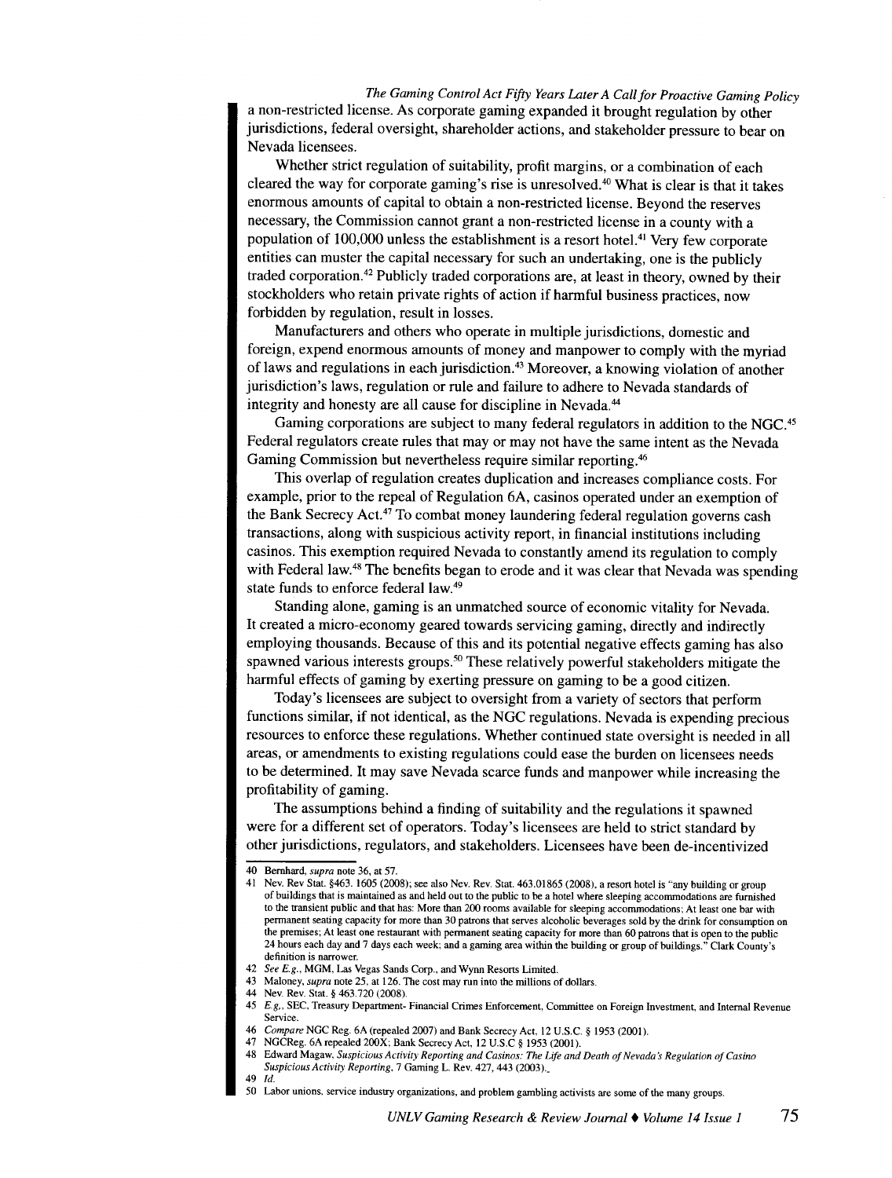a non-restricted license. As corporate gaming expanded it brought regulation by other jurisdictions, federal oversight, shareholder actions, and stakeholder pressure to bear on Nevada licensees.

Whether strict regulation of suitability, profit margins, or a combination of each cleared the way for corporate gaming's rise is unresolved.[40] What is clear is that it takes enormous amounts of capital to obtain a non-restricted license. Beyond the reserves necessary, the Commission cannot grant a non-restricted license in a county with a population of 100,000 unless the establishment is a resort hotel.[41] Very few corporate entities can muster the capital necessary for such an undertaking, one is the publicly traded corporation.[42] Publicly traded corporations are, at least in theory, owned by their stockholders who retain private rights of action if harmful business practices, now forbidden by regulation, result in losses.

Manufacturers and others who operate in multiple jurisdictions, domestic and foreign, expend enormous amounts of money and manpower to comply with the myriad of laws and regulations in each jurisdiction.[43] Moreover, a knowing violation of another jurisdiction's laws, regulation or rule and failure to adhere to Nevada standards of integrity and honesty are all cause for discipline in Nevada.[44]

Gaming corporations are subject to many federal regulators in addition to the NGC.[45] Federal regulators create rules that may or may not have the same intent as the Nevada Gaming Commission but nevertheless require similar reporting.[46]

This overlap of regulation creates duplication and increases compliance costs. For example, prior to the repeal of Regulation 6A, casinos operated under an exemption of the Bank Secrecy Act.[47] To combat money laundering federal regulation governs cash transactions, along with suspicious activity report, in financial institutions including casinos. This exemption required Nevada to constantly amend its regulation to comply with Federal law.[48] The benefits began to erode and it was clear that Nevada was spending state funds to enforce federal law.[49]

Standing alone, gaming is an unmatched source of economic vitality for Nevada. It created a micro-economy geared towards servicing gaming, directly and indirectly employing thousands. Because of this and its potential negative effects gaming has also spawned various interests groups.[50] These relatively powerful stakeholders mitigate the harmful effects of gaming by exerting pressure on gaming to be a good citizen.

Today's licensees are subject to oversight from a variety of sectors that perform functions similar, if not identical, as the NGC regulations. Nevada is expending precious resources to enforce these regulations. Whether continued state oversight is needed in all areas, or amendments to existing regulations could ease the burden on licensees needs to be determined. It may save Nevada scarce funds and manpower while increasing the profitability of gaming.

The assumptions behind a finding of suitability and the regulations it spawned were for a different set of operators. Today's licensees are held to strict standard by other jurisdictions, regulators, and stakeholders. Licensees have been de-incentivized

---

40 Bernhard, *supra* note 36, at 57.

41 Nev. Rev Stat. §463. 1605 (2008); see also Nev. Rev. Stat. 463.01865 (2008), a resort hotel is "any building or group of buildings that is maintained as and held out to the public to be a hotel where sleeping accommodations are furnished to the transient public and that has: More than 200 rooms available for sleeping accommodations; At least one bar with permanent seating capacity for more than 30 patrons that serves alcoholic beverages sold by the drink for consumption on the premises; At least one restaurant with permanent seating capacity for more than 60 patrons that is open to the public 24 hours each day and 7 days each week; and a gaming area within the building or group of buildings." Clark County's definition is narrower.

42 *See E.g.*, MGM, Las Vegas Sands Corp., and Wynn Resorts Limited.

43 Maloney, *supra* note 25, at 126. The cost may run into the millions of dollars.

44 Nev. Rev. Stat. § 463.720 (2008).

45 *E.g.*, SEC, Treasury Department- Financial Crimes Enforcement, Committee on Foreign Investment, and Internal Revenue Service.

46 *Compare* NGC Reg. 6A (repealed 2007) and Bank Secrecy Act, 12 U.S.C. § 1953 (2001).

47 NGCReg. 6A repealed 200X; Bank Secrecy Act, 12 U.S.C § 1953 (2001).

48 Edward Magaw, *Suspicious Activity Reporting and Casinos: The Life and Death of Nevada's Regulation of Casino Suspicious Activity Reporting*, 7 Gaming L. Rev. 427, 443 (2003).

49 *Id.*

50 Labor unions, service industry organizations, and problem gambling activists are some of the many groups.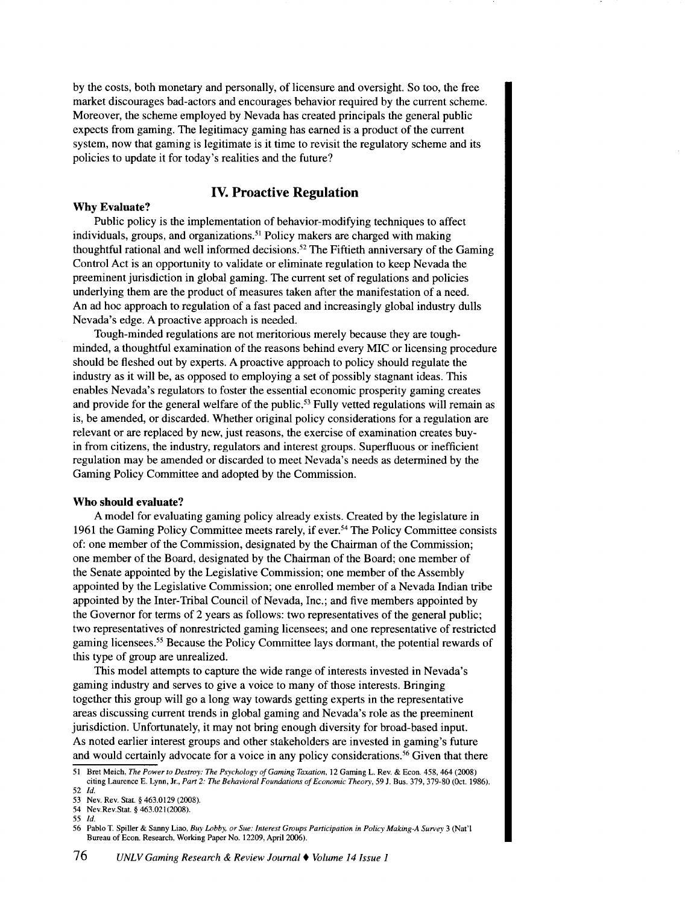by the costs, both monetary and personally, of licensure and oversight. So too, the free market discourages bad-actors and encourages behavior required by the current scheme. Moreover, the scheme employed by Nevada has created principals the general public expects from gaming. The legitimacy gaming has earned is a product of the current system, now that gaming is legitimate is it time to revisit the regulatory scheme and its policies to update it for today's realities and the future?

## IV. Proactive Regulation

### Why Evaluate?

Public policy is the implementation of behavior-modifying techniques to affect individuals, groups, and organizations.[51] Policy makers are charged with making thoughtful rational and well informed decisions.[52] The Fiftieth anniversary of the Gaming Control Act is an opportunity to validate or eliminate regulation to keep Nevada the preeminent jurisdiction in global gaming. The current set of regulations and policies underlying them are the product of measures taken after the manifestation of a need. An ad hoc approach to regulation of a fast paced and increasingly global industry dulls Nevada's edge. A proactive approach is needed.

Tough-minded regulations are not meritorious merely because they are tough-minded, a thoughtful examination of the reasons behind every MIC or licensing procedure should be fleshed out by experts. A proactive approach to policy should regulate the industry as it will be, as opposed to employing a set of possibly stagnant ideas. This enables Nevada's regulators to foster the essential economic prosperity gaming creates and provide for the general welfare of the public.[53] Fully vetted regulations will remain as is, be amended, or discarded. Whether original policy considerations for a regulation are relevant or are replaced by new, just reasons, the exercise of examination creates buy-in from citizens, the industry, regulators and interest groups. Superfluous or inefficient regulation may be amended or discarded to meet Nevada's needs as determined by the Gaming Policy Committee and adopted by the Commission.

### Who should evaluate?

A model for evaluating gaming policy already exists. Created by the legislature in 1961 the Gaming Policy Committee meets rarely, if ever.[54] The Policy Committee consists of: one member of the Commission, designated by the Chairman of the Commission; one member of the Board, designated by the Chairman of the Board; one member of the Senate appointed by the Legislative Commission; one member of the Assembly appointed by the Legislative Commission; one enrolled member of a Nevada Indian tribe appointed by the Inter-Tribal Council of Nevada, Inc.; and five members appointed by the Governor for terms of 2 years as follows: two representatives of the general public; two representatives of nonrestricted gaming licensees; and one representative of restricted gaming licensees.[55] Because the Policy Committee lays dormant, the potential rewards of this type of group are unrealized.

This model attempts to capture the wide range of interests invested in Nevada's gaming industry and serves to give a voice to many of those interests. Bringing together this group will go a long way towards getting experts in the representative areas discussing current trends in global gaming and Nevada's role as the preeminent jurisdiction. Unfortunately, it may not bring enough diversity for broad-based input. As noted earlier interest groups and other stakeholders are invested in gaming's future and would certainly advocate for a voice in any policy considerations.[56] Given that there

---

51 Bret Meich, *The Power to Destroy: The Psychology of Gaming Taxation*, 12 Gaming L. Rev. & Econ. 458, 464 (2008) citing Laurence E. Lynn, Jr., *Part 2: The Behavioral Foundations of Economic Theory*, 59 J. Bus. 379, 379-80 (Oct. 1986).

52 *Id.*

53 Nev. Rev. Stat. § 463.0129 (2008).

54 Nev.Rev.Stat. § 463.021(2008).

55 *Id.*

56 Pablo T. Spiller & Sanny Liao, *Buy Lobby, or Sue: Interest Groups Participation in Policy Making-A Survey* 3 (Nat'l Bureau of Econ. Research, Working Paper No. 12209, April 2006).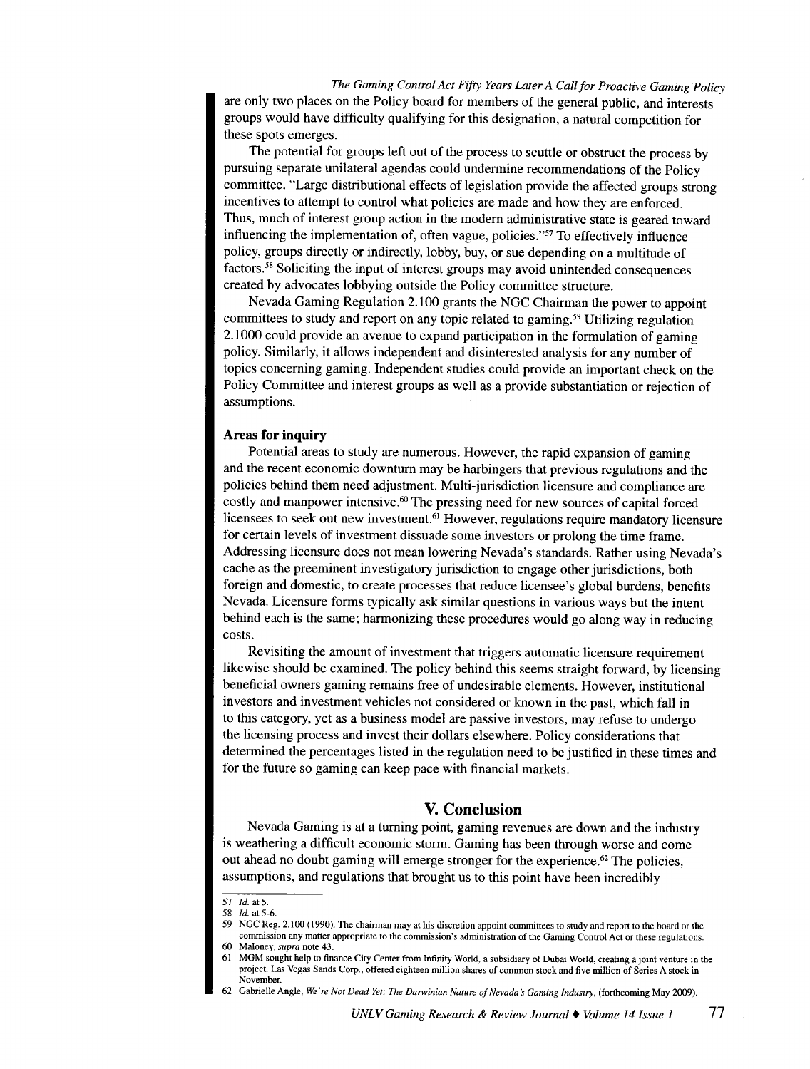are only two places on the Policy board for members of the general public, and interests groups would have difficulty qualifying for this designation, a natural competition for these spots emerges.

The potential for groups left out of the process to scuttle or obstruct the process by pursuing separate unilateral agendas could undermine recommendations of the Policy committee. "Large distributional effects of legislation provide the affected groups strong incentives to attempt to control what policies are made and how they are enforced. Thus, much of interest group action in the modern administrative state is geared toward influencing the implementation of, often vague, policies."[57] To effectively influence policy, groups directly or indirectly, lobby, buy, or sue depending on a multitude of factors.[58] Soliciting the input of interest groups may avoid unintended consequences created by advocates lobbying outside the Policy committee structure.

Nevada Gaming Regulation 2.100 grants the NGC Chairman the power to appoint committees to study and report on any topic related to gaming.[59] Utilizing regulation 2.1000 could provide an avenue to expand participation in the formulation of gaming policy. Similarly, it allows independent and disinterested analysis for any number of topics concerning gaming. Independent studies could provide an important check on the Policy Committee and interest groups as well as a provide substantiation or rejection of assumptions.

**Areas for inquiry**

Potential areas to study are numerous. However, the rapid expansion of gaming and the recent economic downturn may be harbingers that previous regulations and the policies behind them need adjustment. Multi-jurisdiction licensure and compliance are costly and manpower intensive.[60] The pressing need for new sources of capital forced licensees to seek out new investment.[61] However, regulations require mandatory licensure for certain levels of investment dissuade some investors or prolong the time frame. Addressing licensure does not mean lowering Nevada's standards. Rather using Nevada's cache as the preeminent investigatory jurisdiction to engage other jurisdictions, both foreign and domestic, to create processes that reduce licensee's global burdens, benefits Nevada. Licensure forms typically ask similar questions in various ways but the intent behind each is the same; harmonizing these procedures would go along way in reducing costs.

Revisiting the amount of investment that triggers automatic licensure requirement likewise should be examined. The policy behind this seems straight forward, by licensing beneficial owners gaming remains free of undesirable elements. However, institutional investors and investment vehicles not considered or known in the past, which fall in to this category, yet as a business model are passive investors, may refuse to undergo the licensing process and invest their dollars elsewhere. Policy considerations that determined the percentages listed in the regulation need to be justified in these times and for the future so gaming can keep pace with financial markets.

## V. Conclusion

Nevada Gaming is at a turning point, gaming revenues are down and the industry is weathering a difficult economic storm. Gaming has been through worse and come out ahead no doubt gaming will emerge stronger for the experience.[62] The policies, assumptions, and regulations that brought us to this point have been incredibly

---

57 *Id.* at 5.

58 *Id.* at 5-6.

59 NGC Reg. 2.100 (1990). The chairman may at his discretion appoint committees to study and report to the board or the commission any matter appropriate to the commission's administration of the Gaming Control Act or these regulations.

60 Maloney, *supra* note 43.

61 MGM sought help to finance City Center from Infinity World, a subsidiary of Dubai World, creating a joint venture in the project. Las Vegas Sands Corp., offered eighteen million shares of common stock and five million of Series A stock in November.

62 Gabrielle Angle, *We're Not Dead Yet: The Darwinian Nature of Nevada's Gaming Industry*, (forthcoming May 2009).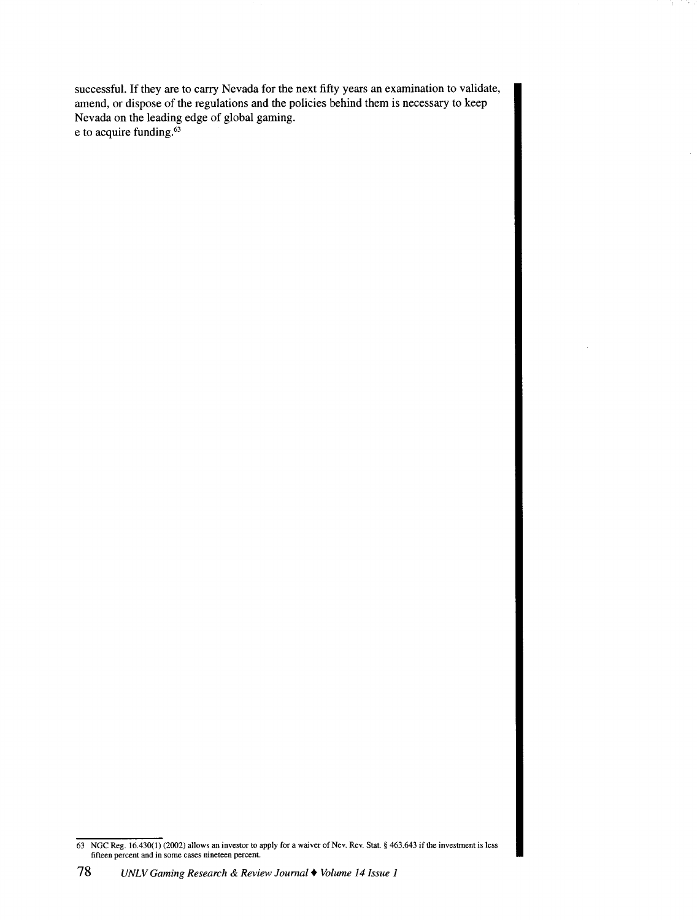successful. If they are to carry Nevada for the next fifty years an examination to validate, amend, or dispose of the regulations and the policies behind them is necessary to keep Nevada on the leading edge of global gaming.
e to acquire funding.[63]

63 NGC Reg. 16.430(1) (2002) allows an investor to apply for a waiver of Nev. Rev. Stat. § 463.643 if the investment is less fifteen percent and in some cases nineteen percent.